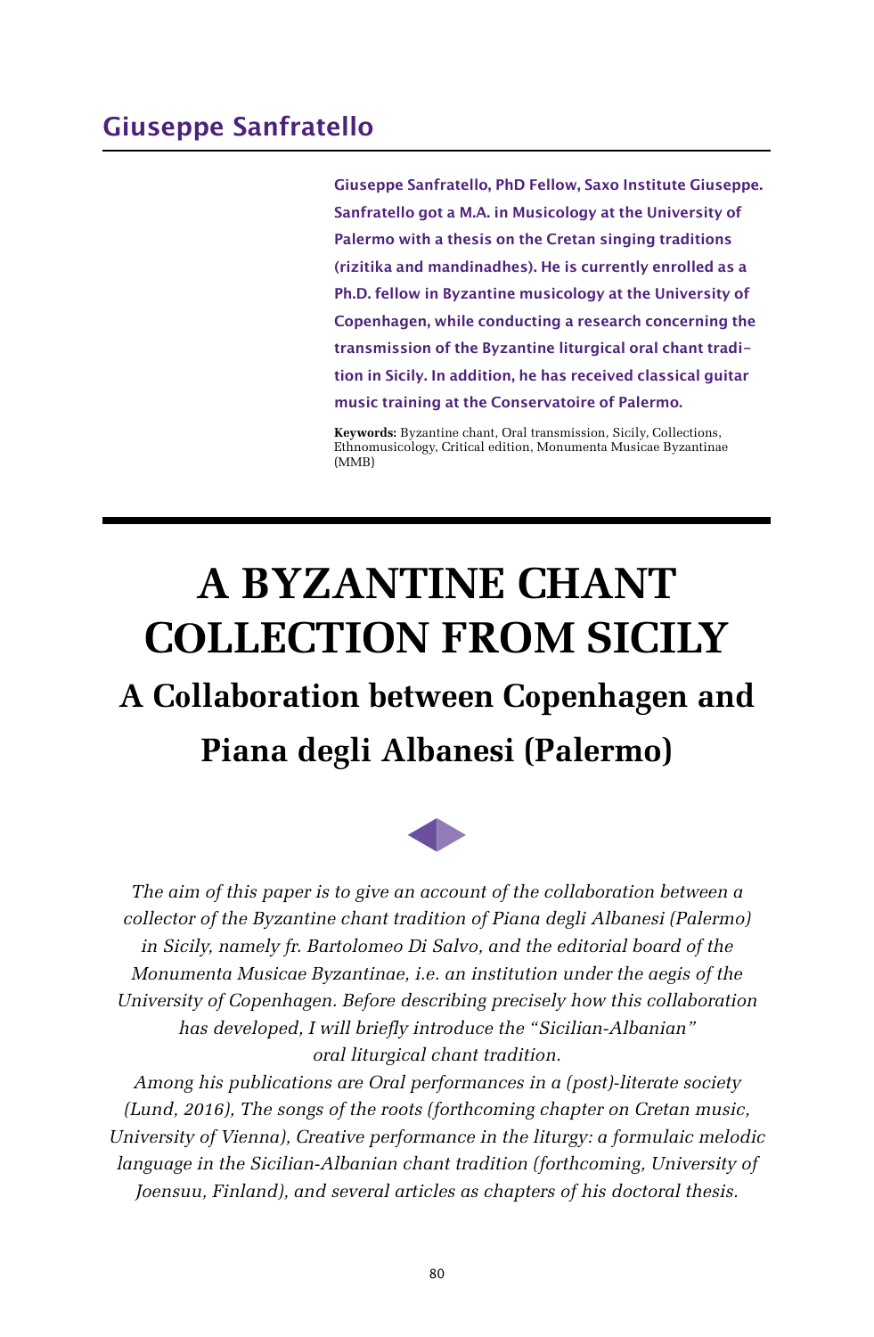## Giuseppe Sanfratello

**Giuseppe Sanfratello, PhD Fellow, Saxo Institute Giuseppe. Sanfratello got a M.A. in Musicology at the University of Palermo with a thesis on the Cretan singing traditions (rizitika and mandinadhes). He is currently enrolled as a Ph.D. fellow in Byzantine musicology at the University of Copenhagen, while conducting a research concerning the transmission of the Byzantine liturgical oral chant tradition in Sicily. In addition, he has received classical guitar music training at the Conservatoire of Palermo.**

**Keywords:** Byzantine chant, Oral transmission, Sicily, Collections, Ethnomusicology, Critical edition, Monumenta Musicae Byzantinae (MMB)

# A BYZANTINE CHANT COLLECTION FROM SICILY

## A Collaboration between Copenhagen and Piana degli Albanesi (Palermo)

*The aim of this paper is to give an account of the collaboration between a collector of the Byzantine chant tradition of Piana degli Albanesi (Palermo) in Sicily, namely fr. Bartolomeo Di Salvo, and the editorial board of the Monumenta Musicae Byzantinae, i.e. an institution under the aegis of the University of Copenhagen. Before describing precisely how this collaboration has developed, I will briefly introduce the "Sicilian-Albanian" oral liturgical chant tradition.*

*Among his publications are Oral performances in a (post)-literate society (Lund, 2016), The songs of the roots (forthcoming chapter on Cretan music, University of Vienna), Creative performance in the liturgy: a formulaic melodic language in the Sicilian-Albanian chant tradition (forthcoming, University of Joensuu, Finland), and several articles as chapters of his doctoral thesis.*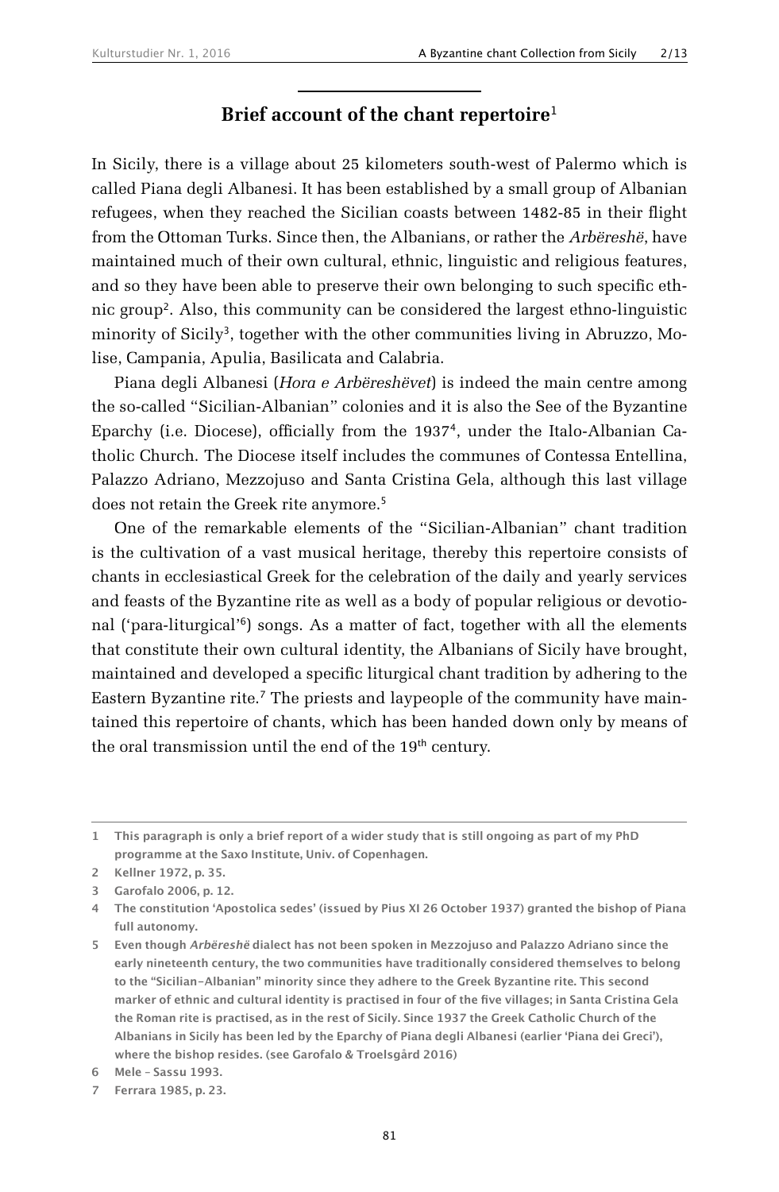## Brief account of the chant repertoire[1]

In Sicily, there is a village about 25 kilometers south-west of Palermo which is called Piana degli Albanesi. It has been established by a small group of Albanian refugees, when they reached the Sicilian coasts between 1482-85 in their flight from the Ottoman Turks. Since then, the Albanians, or rather the *Arbëreshë*, have maintained much of their own cultural, ethnic, linguistic and religious features, and so they have been able to preserve their own belonging to such specific ethnic group[2]. Also, this community can be considered the largest ethno-linguistic minority of Sicily[3], together with the other communities living in Abruzzo, Molise, Campania, Apulia, Basilicata and Calabria.

Piana degli Albanesi (*Hora e Arbëreshëvet*) is indeed the main centre among the so-called "Sicilian-Albanian" colonies and it is also the See of the Byzantine Eparchy (i.e. Diocese), officially from the 1937[4], under the Italo-Albanian Catholic Church. The Diocese itself includes the communes of Contessa Entellina, Palazzo Adriano, Mezzojuso and Santa Cristina Gela, although this last village does not retain the Greek rite anymore.[5]

One of the remarkable elements of the "Sicilian-Albanian" chant tradition is the cultivation of a vast musical heritage, thereby this repertoire consists of chants in ecclesiastical Greek for the celebration of the daily and yearly services and feasts of the Byzantine rite as well as a body of popular religious or devotional ('para-liturgical'[6]) songs. As a matter of fact, together with all the elements that constitute their own cultural identity, the Albanians of Sicily have brought, maintained and developed a specific liturgical chant tradition by adhering to the Eastern Byzantine rite.[7] The priests and laypeople of the community have maintained this repertoire of chants, which has been handed down only by means of the oral transmission until the end of the 19th century.

---

1 This paragraph is only a brief report of a wider study that is still ongoing as part of my PhD programme at the Saxo Institute, Univ. of Copenhagen.

2 Kellner 1972, p. 35.

3 Garofalo 2006, p. 12.

4 The constitution 'Apostolica sedes' (issued by Pius XI 26 October 1937) granted the bishop of Piana full autonomy.

5 Even though *Arbëreshë* dialect has not been spoken in Mezzojuso and Palazzo Adriano since the early nineteenth century, the two communities have traditionally considered themselves to belong to the "Sicilian-Albanian" minority since they adhere to the Greek Byzantine rite. This second marker of ethnic and cultural identity is practised in four of the five villages; in Santa Cristina Gela the Roman rite is practised, as in the rest of Sicily. Since 1937 the Greek Catholic Church of the Albanians in Sicily has been led by the Eparchy of Piana degli Albanesi (earlier 'Piana dei Greci'), where the bishop resides. (see Garofalo & Troelsgård 2016)

6 Mele – Sassu 1993.

7 Ferrara 1985, p. 23.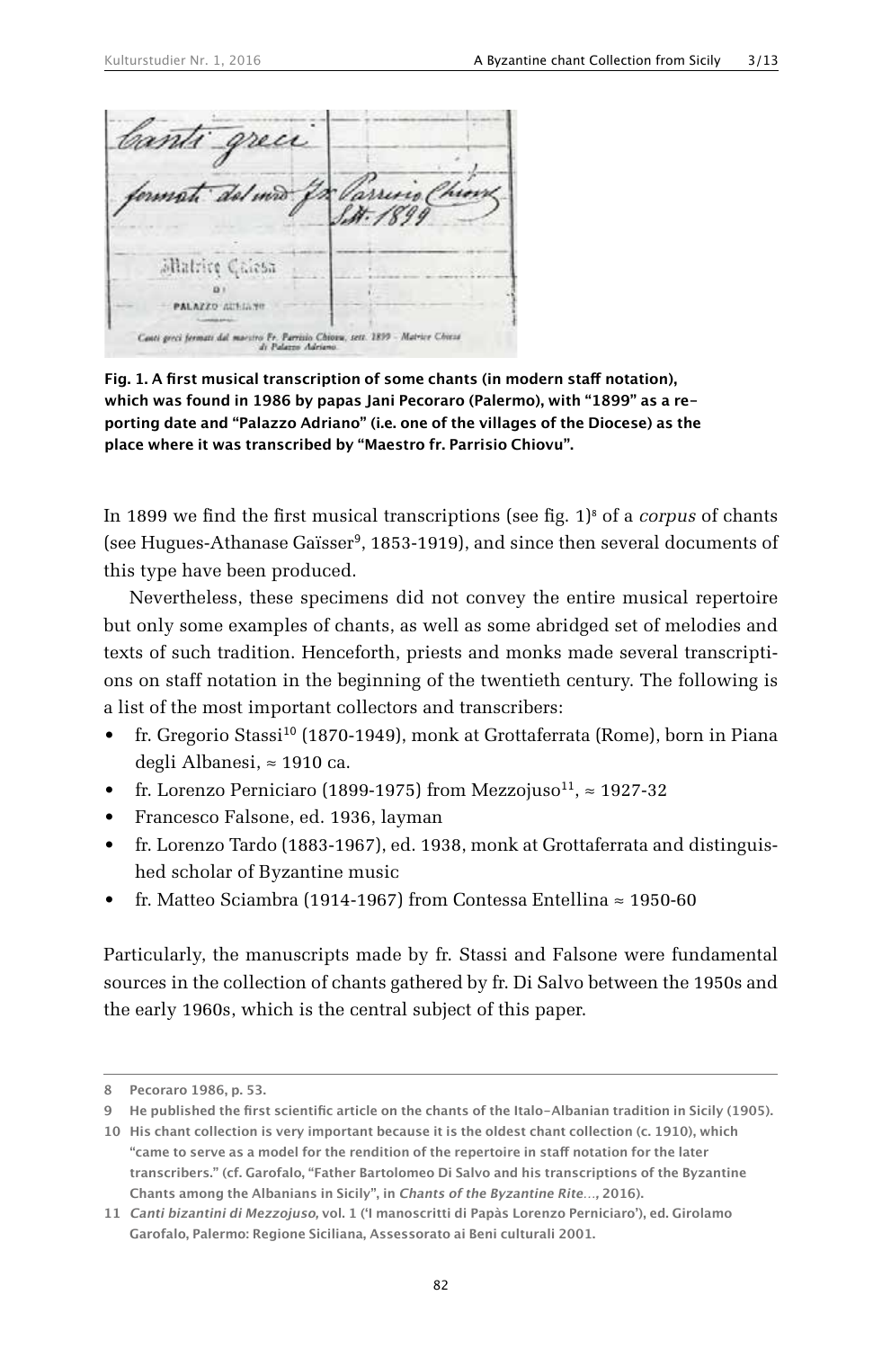Fig. 1. A first musical transcription of some chants (in modern staff notation), which was found in 1986 by papas Jani Pecoraro (Palermo), with "1899" as a reporting date and "Palazzo Adriano" (i.e. one of the villages of the Diocese) as the place where it was transcribed by "Maestro fr. Parrisio Chiovu".

In 1899 we find the first musical transcriptions (see fig. 1)[8] of a *corpus* of chants (see Hugues-Athanase Gaïsser[9], 1853-1919), and since then several documents of this type have been produced.

Nevertheless, these specimens did not convey the entire musical repertoire but only some examples of chants, as well as some abridged set of melodies and texts of such tradition. Henceforth, priests and monks made several transcriptions on staff notation in the beginning of the twentieth century. The following is a list of the most important collectors and transcribers:

- fr. Gregorio Stassi[10] (1870-1949), monk at Grottaferrata (Rome), born in Piana degli Albanesi, ≈ 1910 ca.
- fr. Lorenzo Perniciaro (1899-1975) from Mezzojuso[11], ≈ 1927-32
- Francesco Falsone, ed. 1936, layman
- fr. Lorenzo Tardo (1883-1967), ed. 1938, monk at Grottaferrata and distinguished scholar of Byzantine music
- fr. Matteo Sciambra (1914-1967) from Contessa Entellina ≈ 1950-60

Particularly, the manuscripts made by fr. Stassi and Falsone were fundamental sources in the collection of chants gathered by fr. Di Salvo between the 1950s and the early 1960s, which is the central subject of this paper.

---

8 Pecoraro 1986, p. 53.

9 He published the first scientific article on the chants of the Italo-Albanian tradition in Sicily (1905).

10 His chant collection is very important because it is the oldest chant collection (c. 1910), which "came to serve as a model for the rendition of the repertoire in staff notation for the later transcribers." (cf. Garofalo, "Father Bartolomeo Di Salvo and his transcriptions of the Byzantine Chants among the Albanians in Sicily", in *Chants of the Byzantine Rite*..., 2016).

11 *Canti bizantini di Mezzojuso,* vol. 1 ('I manoscritti di Papàs Lorenzo Perniciaro'), ed. Girolamo Garofalo, Palermo: Regione Siciliana, Assessorato ai Beni culturali 2001.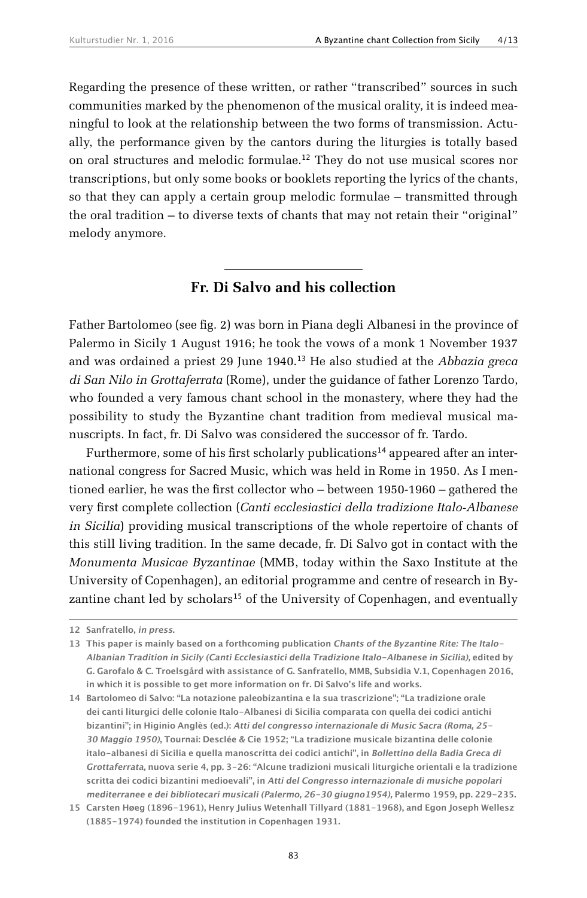Regarding the presence of these written, or rather "transcribed" sources in such communities marked by the phenomenon of the musical orality, it is indeed meaningful to look at the relationship between the two forms of transmission. Actually, the performance given by the cantors during the liturgies is totally based on oral structures and melodic formulae.[12] They do not use musical scores nor transcriptions, but only some books or booklets reporting the lyrics of the chants, so that they can apply a certain group melodic formulae – transmitted through the oral tradition – to diverse texts of chants that may not retain their "original" melody anymore.

---

## Fr. Di Salvo and his collection

Father Bartolomeo (see fig. 2) was born in Piana degli Albanesi in the province of Palermo in Sicily 1 August 1916; he took the vows of a monk 1 November 1937 and was ordained a priest 29 June 1940.[13] He also studied at the *Abbazia greca di San Nilo in Grottaferrata* (Rome), under the guidance of father Lorenzo Tardo, who founded a very famous chant school in the monastery, where they had the possibility to study the Byzantine chant tradition from medieval musical manuscripts. In fact, fr. Di Salvo was considered the successor of fr. Tardo.

Furthermore, some of his first scholarly publications[14] appeared after an international congress for Sacred Music, which was held in Rome in 1950. As I mentioned earlier, he was the first collector who – between 1950-1960 – gathered the very first complete collection (*Canti ecclesiastici della tradizione Italo-Albanese in Sicilia*) providing musical transcriptions of the whole repertoire of chants of this still living tradition. In the same decade, fr. Di Salvo got in contact with the *Monumenta Musicae Byzantinae* (MMB, today within the Saxo Institute at the University of Copenhagen), an editorial programme and centre of research in Byzantine chant led by scholars[15] of the University of Copenhagen, and eventually

---

12 Sanfratello, *in press*.

13 This paper is mainly based on a forthcoming publication *Chants of the Byzantine Rite: The Italo-Albanian Tradition in Sicily (Canti Ecclesiastici della Tradizione Italo-Albanese in Sicilia)*, edited by G. Garofalo & C. Troelsgård with assistance of G. Sanfratello, MMB, Subsidia V.1, Copenhagen 2016, in which it is possible to get more information on fr. Di Salvo's life and works.

14 Bartolomeo di Salvo: "La notazione paleobizantina e la sua trascrizione"; "La tradizione orale dei canti liturgici delle colonie Italo-Albanesi di Sicilia comparata con quella dei codici antichi bizantini"; in Higinio Anglès (ed.): *Atti del congresso internazionale di Music Sacra (Roma, 25-30 Maggio 1950)*, Tournai: Desclée & Cie 1952; "La tradizione musicale bizantina delle colonie italo-albanesi di Sicilia e quella manoscritta dei codici antichi", in *Bollettino della Badia Greca di Grottaferrata*, nuova serie 4, pp. 3-26: "Alcune tradizioni musicali liturgiche orientali e la tradizione scritta dei codici bizantini medioevali", in *Atti del Congresso internazionale di musiche popolari mediterranee e dei bibliotecari musicali (Palermo, 26-30 giugno1954)*, Palermo 1959, pp. 229-235.

15 Carsten Høeg (1896-1961), Henry Julius Wetenhall Tillyard (1881-1968), and Egon Joseph Wellesz (1885-1974) founded the institution in Copenhagen 1931.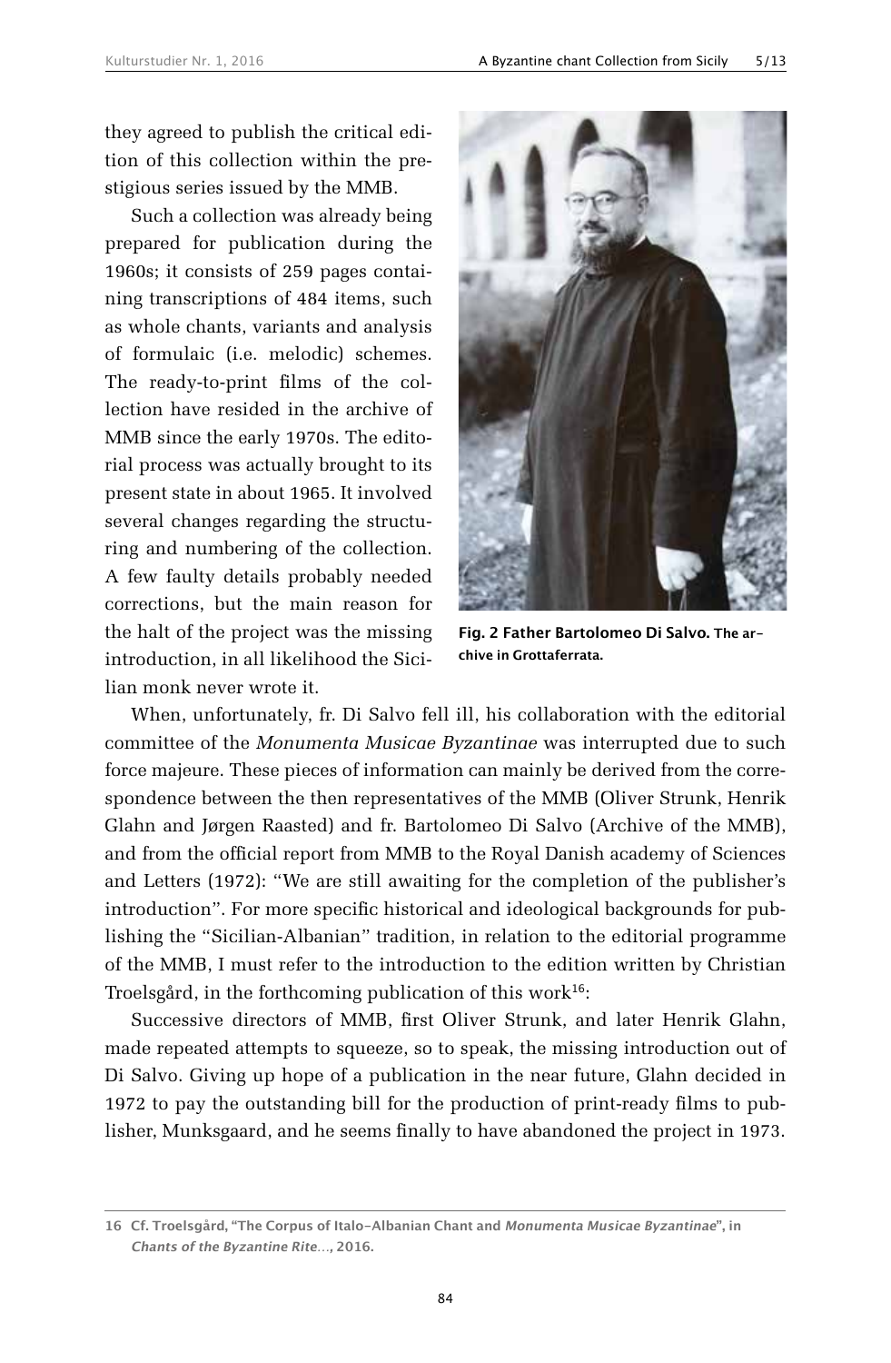they agreed to publish the critical edition of this collection within the prestigious series issued by the MMB.

Such a collection was already being prepared for publication during the 1960s; it consists of 259 pages containing transcriptions of 484 items, such as whole chants, variants and analysis of formulaic (i.e. melodic) schemes. The ready-to-print films of the collection have resided in the archive of MMB since the early 1970s. The editorial process was actually brought to its present state in about 1965. It involved several changes regarding the structuring and numbering of the collection. A few faulty details probably needed corrections, but the main reason for the halt of the project was the missing introduction, in all likelihood the Sicilian monk never wrote it.

**Fig. 2 Father Bartolomeo Di Salvo.** The archive in Grottaferrata.

When, unfortunately, fr. Di Salvo fell ill, his collaboration with the editorial committee of the *Monumenta Musicae Byzantinae* was interrupted due to such force majeure. These pieces of information can mainly be derived from the correspondence between the then representatives of the MMB (Oliver Strunk, Henrik Glahn and Jørgen Raasted) and fr. Bartolomeo Di Salvo (Archive of the MMB), and from the official report from MMB to the Royal Danish academy of Sciences and Letters (1972): "We are still awaiting for the completion of the publisher's introduction". For more specific historical and ideological backgrounds for publishing the "Sicilian-Albanian" tradition, in relation to the editorial programme of the MMB, I must refer to the introduction to the edition written by Christian Troelsgård, in the forthcoming publication of this work[16]:

Successive directors of MMB, first Oliver Strunk, and later Henrik Glahn, made repeated attempts to squeeze, so to speak, the missing introduction out of Di Salvo. Giving up hope of a publication in the near future, Glahn decided in 1972 to pay the outstanding bill for the production of print-ready films to publisher, Munksgaard, and he seems finally to have abandoned the project in 1973.

16 Cf. Troelsgård, "The Corpus of Italo-Albanian Chant and *Monumenta Musicae Byzantinae*", in *Chants of the Byzantine Rite…*, 2016.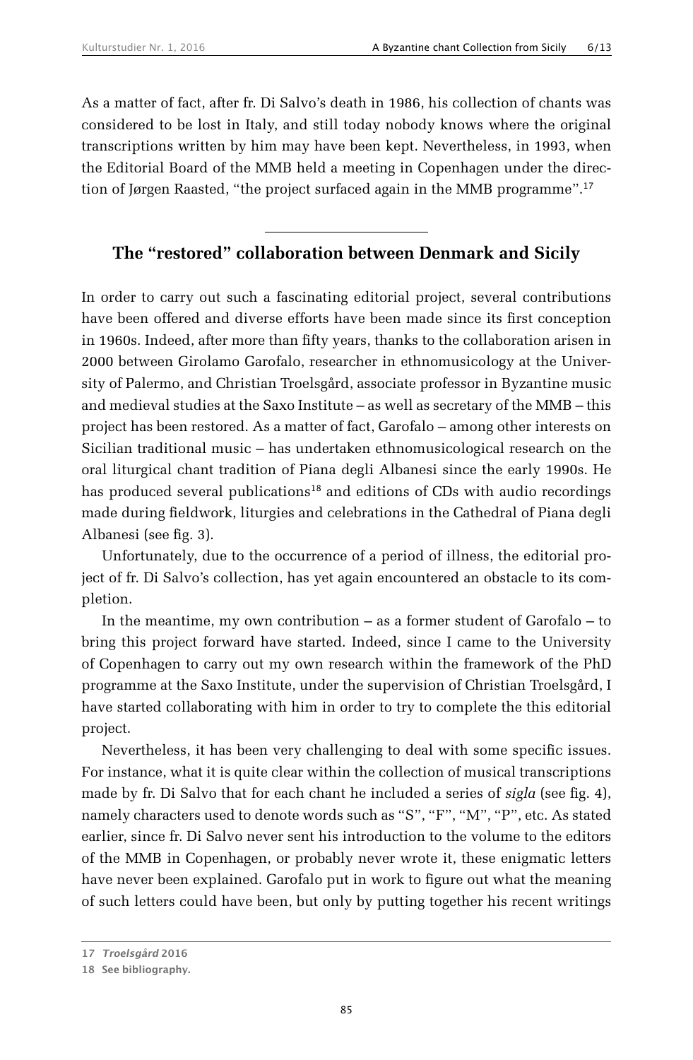As a matter of fact, after fr. Di Salvo's death in 1986, his collection of chants was considered to be lost in Italy, and still today nobody knows where the original transcriptions written by him may have been kept. Nevertheless, in 1993, when the Editorial Board of the MMB held a meeting in Copenhagen under the direction of Jørgen Raasted, "the project surfaced again in the MMB programme".[17]

---

## The "restored" collaboration between Denmark and Sicily

In order to carry out such a fascinating editorial project, several contributions have been offered and diverse efforts have been made since its first conception in 1960s. Indeed, after more than fifty years, thanks to the collaboration arisen in 2000 between Girolamo Garofalo, researcher in ethnomusicology at the University of Palermo, and Christian Troelsgård, associate professor in Byzantine music and medieval studies at the Saxo Institute – as well as secretary of the MMB – this project has been restored. As a matter of fact, Garofalo – among other interests on Sicilian traditional music – has undertaken ethnomusicological research on the oral liturgical chant tradition of Piana degli Albanesi since the early 1990s. He has produced several publications[18] and editions of CDs with audio recordings made during fieldwork, liturgies and celebrations in the Cathedral of Piana degli Albanesi (see fig. 3).

Unfortunately, due to the occurrence of a period of illness, the editorial project of fr. Di Salvo's collection, has yet again encountered an obstacle to its completion.

In the meantime, my own contribution – as a former student of Garofalo – to bring this project forward have started. Indeed, since I came to the University of Copenhagen to carry out my own research within the framework of the PhD programme at the Saxo Institute, under the supervision of Christian Troelsgård, I have started collaborating with him in order to try to complete the this editorial project.

Nevertheless, it has been very challenging to deal with some specific issues. For instance, what it is quite clear within the collection of musical transcriptions made by fr. Di Salvo that for each chant he included a series of *sigla* (see fig. 4), namely characters used to denote words such as "S", "F", "M", "P", etc. As stated earlier, since fr. Di Salvo never sent his introduction to the volume to the editors of the MMB in Copenhagen, or probably never wrote it, these enigmatic letters have never been explained. Garofalo put in work to figure out what the meaning of such letters could have been, but only by putting together his recent writings

17 *Troelsgård* 2016

18 See bibliography.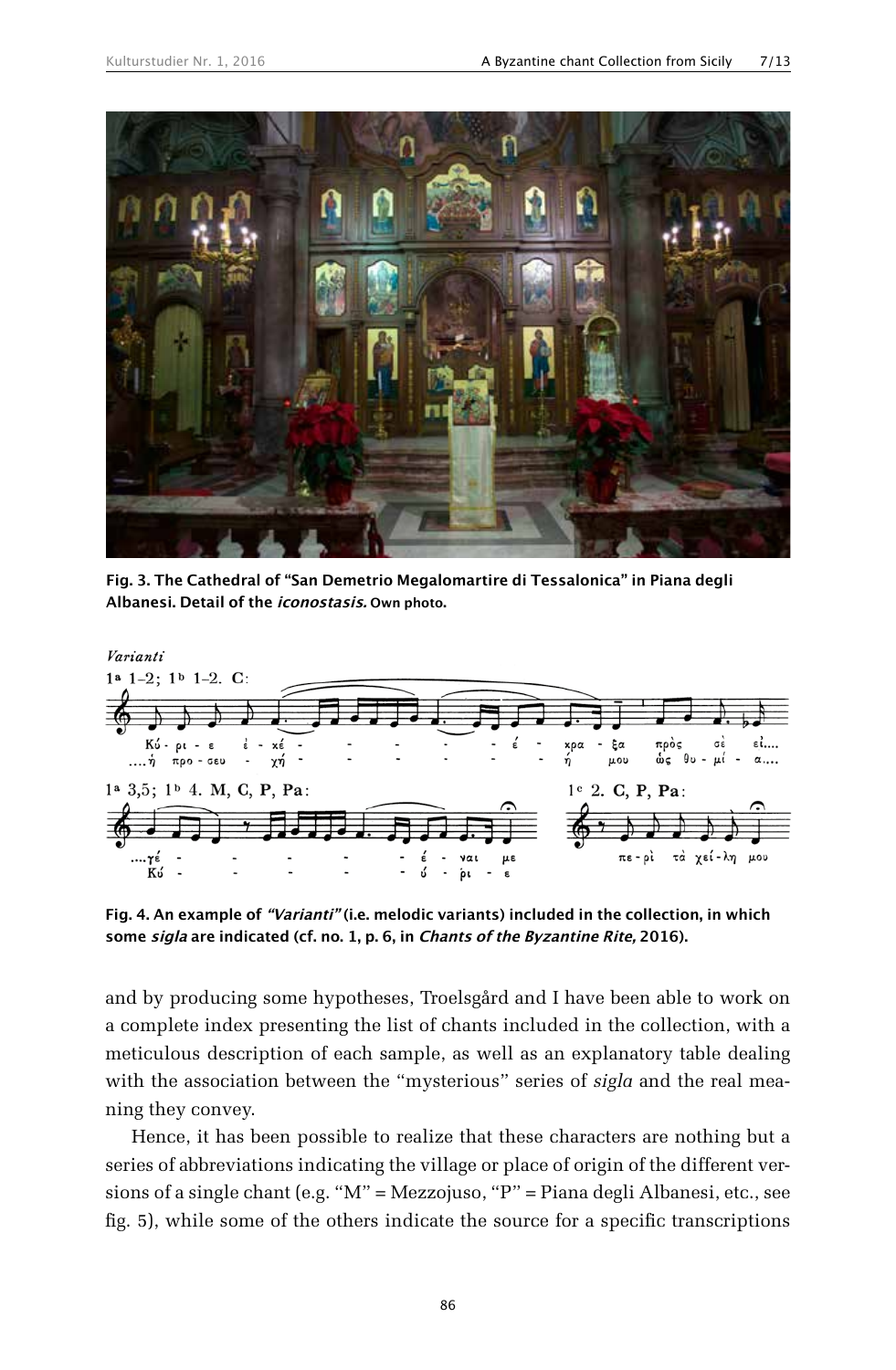**Fig. 3. The Cathedral of "San Demetrio Megalomartire di Tessalonica" in Piana degli Albanesi. Detail of the *iconostasis.* Own photo.**

**Fig. 4. An example of *"Varianti"* (i.e. melodic variants) included in the collection, in which some *sigla* are indicated (cf. no. 1, p. 6, in *Chants of the Byzantine Rite,* 2016).**

and by producing some hypotheses, Troelsgård and I have been able to work on a complete index presenting the list of chants included in the collection, with a meticulous description of each sample, as well as an explanatory table dealing with the association between the "mysterious" series of *sigla* and the real meaning they convey.

Hence, it has been possible to realize that these characters are nothing but a series of abbreviations indicating the village or place of origin of the different versions of a single chant (e.g. "M" = Mezzojuso, "P" = Piana degli Albanesi, etc., see fig. 5), while some of the others indicate the source for a specific transcriptions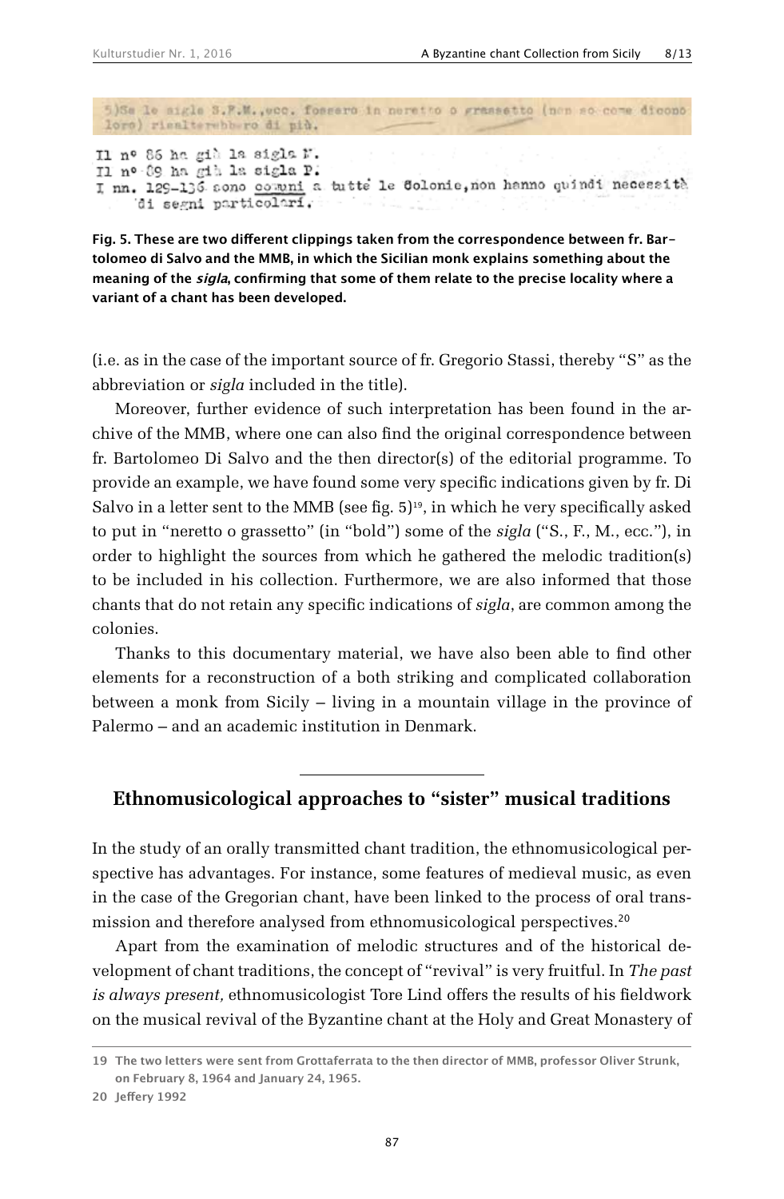5)Se le sigle S.F.M.,ecc. fossero in neretto o grassetto (non so come dicono loro) risalterebbero di più.

Il nº 86 ha già la sigla M.
Il nº 89 ha già la sigla P.
I nn. 129-136 sono comuni a tutte le Colonie,non hanno quindi necessità di segni particolari.

**Fig. 5. These are two different clippings taken from the correspondence between fr. Bartolomeo di Salvo and the MMB, in which the Sicilian monk explains something about the meaning of the *sigla*, confirming that some of them relate to the precise locality where a variant of a chant has been developed.**

(i.e. as in the case of the important source of fr. Gregorio Stassi, thereby "S" as the abbreviation or *sigla* included in the title).

Moreover, further evidence of such interpretation has been found in the archive of the MMB, where one can also find the original correspondence between fr. Bartolomeo Di Salvo and the then director(s) of the editorial programme. To provide an example, we have found some very specific indications given by fr. Di Salvo in a letter sent to the MMB (see fig. 5)[19], in which he very specifically asked to put in "neretto o grassetto" (in "bold") some of the *sigla* ("S., F., M., ecc."), in order to highlight the sources from which he gathered the melodic tradition(s) to be included in his collection. Furthermore, we are also informed that those chants that do not retain any specific indications of *sigla*, are common among the colonies.

Thanks to this documentary material, we have also been able to find other elements for a reconstruction of a both striking and complicated collaboration between a monk from Sicily – living in a mountain village in the province of Palermo – and an academic institution in Denmark.

## Ethnomusicological approaches to "sister" musical traditions

In the study of an orally transmitted chant tradition, the ethnomusicological perspective has advantages. For instance, some features of medieval music, as even in the case of the Gregorian chant, have been linked to the process of oral transmission and therefore analysed from ethnomusicological perspectives.[20]

Apart from the examination of melodic structures and of the historical development of chant traditions, the concept of "revival" is very fruitful. In *The past is always present,* ethnomusicologist Tore Lind offers the results of his fieldwork on the musical revival of the Byzantine chant at the Holy and Great Monastery of

---

19 The two letters were sent from Grottaferrata to the then director of MMB, professor Oliver Strunk, on February 8, 1964 and January 24, 1965.

20 Jeffery 1992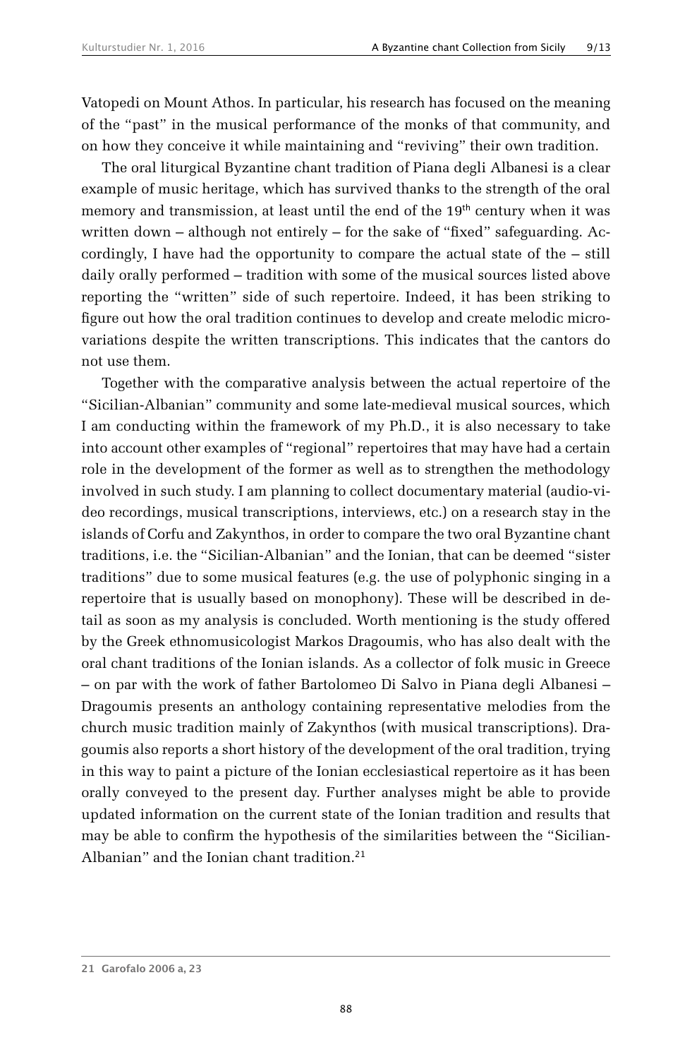Vatopedi on Mount Athos. In particular, his research has focused on the meaning of the "past" in the musical performance of the monks of that community, and on how they conceive it while maintaining and "reviving" their own tradition.

The oral liturgical Byzantine chant tradition of Piana degli Albanesi is a clear example of music heritage, which has survived thanks to the strength of the oral memory and transmission, at least until the end of the 19th century when it was written down – although not entirely – for the sake of "fixed" safeguarding. Accordingly, I have had the opportunity to compare the actual state of the – still daily orally performed – tradition with some of the musical sources listed above reporting the "written" side of such repertoire. Indeed, it has been striking to figure out how the oral tradition continues to develop and create melodic micro-variations despite the written transcriptions. This indicates that the cantors do not use them.

Together with the comparative analysis between the actual repertoire of the "Sicilian-Albanian" community and some late-medieval musical sources, which I am conducting within the framework of my Ph.D., it is also necessary to take into account other examples of "regional" repertoires that may have had a certain role in the development of the former as well as to strengthen the methodology involved in such study. I am planning to collect documentary material (audio-video recordings, musical transcriptions, interviews, etc.) on a research stay in the islands of Corfu and Zakynthos, in order to compare the two oral Byzantine chant traditions, i.e. the "Sicilian-Albanian" and the Ionian, that can be deemed "sister traditions" due to some musical features (e.g. the use of polyphonic singing in a repertoire that is usually based on monophony). These will be described in detail as soon as my analysis is concluded. Worth mentioning is the study offered by the Greek ethnomusicologist Markos Dragoumis, who has also dealt with the oral chant traditions of the Ionian islands. As a collector of folk music in Greece – on par with the work of father Bartolomeo Di Salvo in Piana degli Albanesi – Dragoumis presents an anthology containing representative melodies from the church music tradition mainly of Zakynthos (with musical transcriptions). Dragoumis also reports a short history of the development of the oral tradition, trying in this way to paint a picture of the Ionian ecclesiastical repertoire as it has been orally conveyed to the present day. Further analyses might be able to provide updated information on the current state of the Ionian tradition and results that may be able to confirm the hypothesis of the similarities between the "Sicilian-Albanian" and the Ionian chant tradition.[21]

---

21 Garofalo 2006 a, 23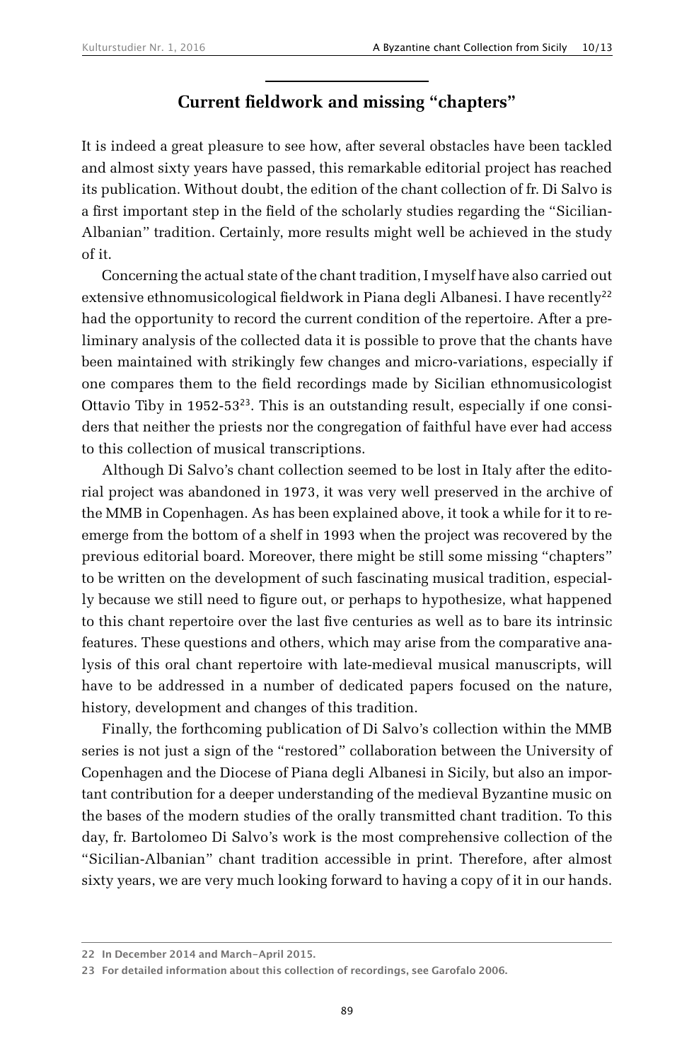## Current fieldwork and missing "chapters"

It is indeed a great pleasure to see how, after several obstacles have been tackled and almost sixty years have passed, this remarkable editorial project has reached its publication. Without doubt, the edition of the chant collection of fr. Di Salvo is a first important step in the field of the scholarly studies regarding the "Sicilian-Albanian" tradition. Certainly, more results might well be achieved in the study of it.

Concerning the actual state of the chant tradition, I myself have also carried out extensive ethnomusicological fieldwork in Piana degli Albanesi. I have recently[22] had the opportunity to record the current condition of the repertoire. After a preliminary analysis of the collected data it is possible to prove that the chants have been maintained with strikingly few changes and micro-variations, especially if one compares them to the field recordings made by Sicilian ethnomusicologist Ottavio Tiby in 1952-53[23]. This is an outstanding result, especially if one considers that neither the priests nor the congregation of faithful have ever had access to this collection of musical transcriptions.

Although Di Salvo's chant collection seemed to be lost in Italy after the editorial project was abandoned in 1973, it was very well preserved in the archive of the MMB in Copenhagen. As has been explained above, it took a while for it to re-emerge from the bottom of a shelf in 1993 when the project was recovered by the previous editorial board. Moreover, there might be still some missing "chapters" to be written on the development of such fascinating musical tradition, especially because we still need to figure out, or perhaps to hypothesize, what happened to this chant repertoire over the last five centuries as well as to bare its intrinsic features. These questions and others, which may arise from the comparative analysis of this oral chant repertoire with late-medieval musical manuscripts, will have to be addressed in a number of dedicated papers focused on the nature, history, development and changes of this tradition.

Finally, the forthcoming publication of Di Salvo's collection within the MMB series is not just a sign of the "restored" collaboration between the University of Copenhagen and the Diocese of Piana degli Albanesi in Sicily, but also an important contribution for a deeper understanding of the medieval Byzantine music on the bases of the modern studies of the orally transmitted chant tradition. To this day, fr. Bartolomeo Di Salvo's work is the most comprehensive collection of the "Sicilian-Albanian" chant tradition accessible in print. Therefore, after almost sixty years, we are very much looking forward to having a copy of it in our hands.

---

22 In December 2014 and March–April 2015.

23 For detailed information about this collection of recordings, see Garofalo 2006.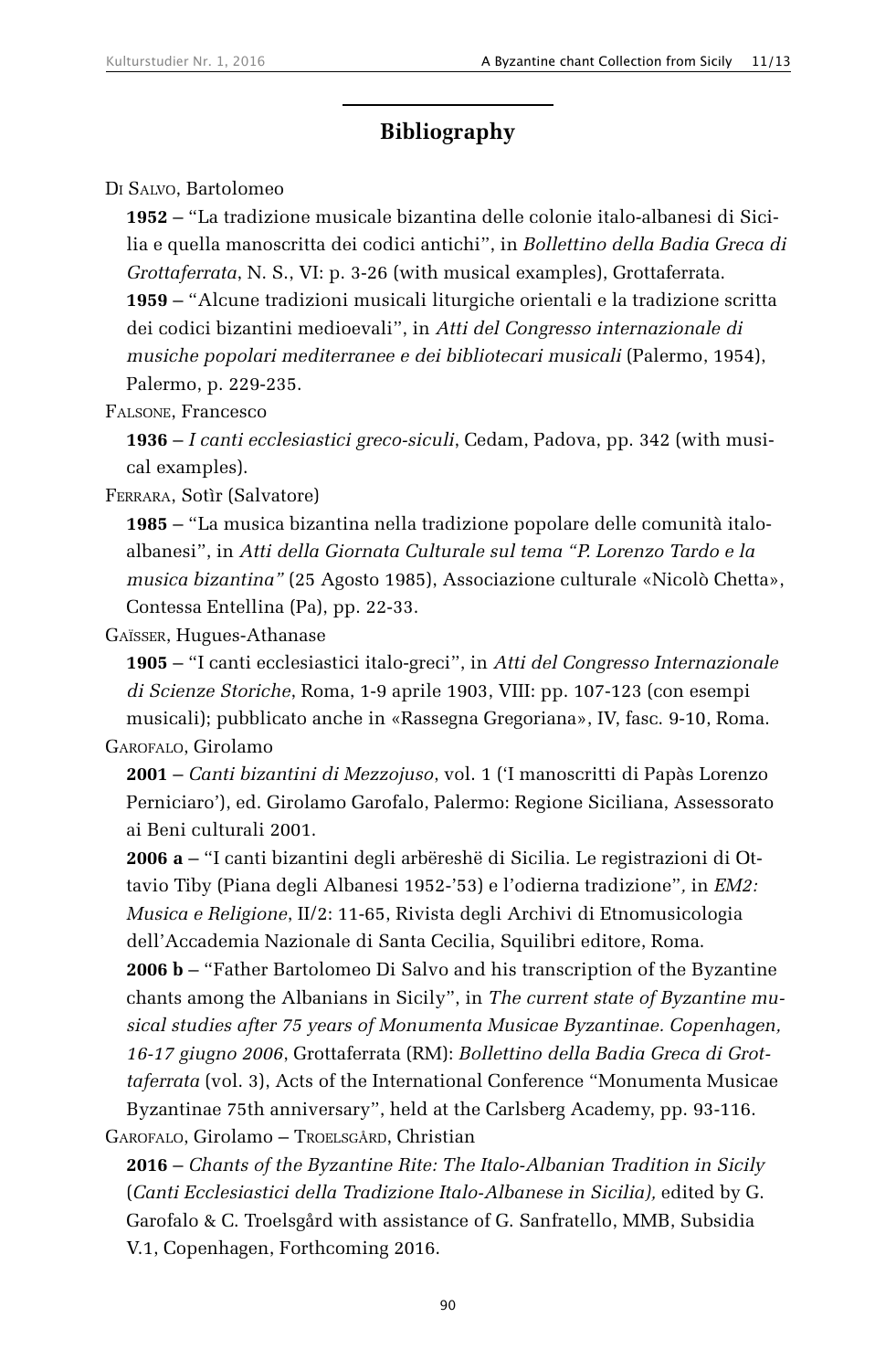## Bibliography

Di Salvo, Bartolomeo

**1952 –** "La tradizione musicale bizantina delle colonie italo-albanesi di Sicilia e quella manoscritta dei codici antichi", in *Bollettino della Badia Greca di Grottaferrata*, N. S., VI: p. 3-26 (with musical examples), Grottaferrata.

**1959 –** "Alcune tradizioni musicali liturgiche orientali e la tradizione scritta dei codici bizantini medioevali", in *Atti del Congresso internazionale di musiche popolari mediterranee e dei bibliotecari musicali* (Palermo, 1954), Palermo, p. 229-235.

Falsone, Francesco

**1936 –** *I canti ecclesiastici greco-siculi*, Cedam, Padova, pp. 342 (with musical examples).

Ferrara, Sotìr (Salvatore)

**1985 –** "La musica bizantina nella tradizione popolare delle comunità italo-albanesi", in *Atti della Giornata Culturale sul tema "P. Lorenzo Tardo e la musica bizantina"* (25 Agosto 1985), Associazione culturale «Nicolò Chetta», Contessa Entellina (Pa), pp. 22-33.

Gaïsser, Hugues-Athanase

**1905 –** "I canti ecclesiastici italo-greci", in *Atti del Congresso Internazionale di Scienze Storiche*, Roma, 1-9 aprile 1903, VIII: pp. 107-123 (con esempi musicali); pubblicato anche in «Rassegna Gregoriana», IV, fasc. 9-10, Roma.

Garofalo, Girolamo

**2001 –** *Canti bizantini di Mezzojuso*, vol. 1 ('I manoscritti di Papàs Lorenzo Perniciaro'), ed. Girolamo Garofalo, Palermo: Regione Siciliana, Assessorato ai Beni culturali 2001.

**2006 a –** "I canti bizantini degli arbëreshë di Sicilia. Le registrazioni di Ottavio Tiby (Piana degli Albanesi 1952-'53) e l'odierna tradizione", in *EM2: Musica e Religione*, II/2: 11-65, Rivista degli Archivi di Etnomusicologia dell'Accademia Nazionale di Santa Cecilia, Squilibri editore, Roma.

**2006 b –** "Father Bartolomeo Di Salvo and his transcription of the Byzantine chants among the Albanians in Sicily", in *The current state of Byzantine musical studies after 75 years of Monumenta Musicae Byzantinae. Copenhagen, 16-17 giugno 2006*, Grottaferrata (RM): *Bollettino della Badia Greca di Grottaferrata* (vol. 3), Acts of the International Conference "Monumenta Musicae Byzantinae 75th anniversary", held at the Carlsberg Academy, pp. 93-116.

Garofalo, Girolamo – Troelsgård, Christian

**2016 –** *Chants of the Byzantine Rite: The Italo-Albanian Tradition in Sicily* (*Canti Ecclesiastici della Tradizione Italo-Albanese in Sicilia),* edited by G. Garofalo & C. Troelsgård with assistance of G. Sanfratello, MMB, Subsidia V.1, Copenhagen, Forthcoming 2016.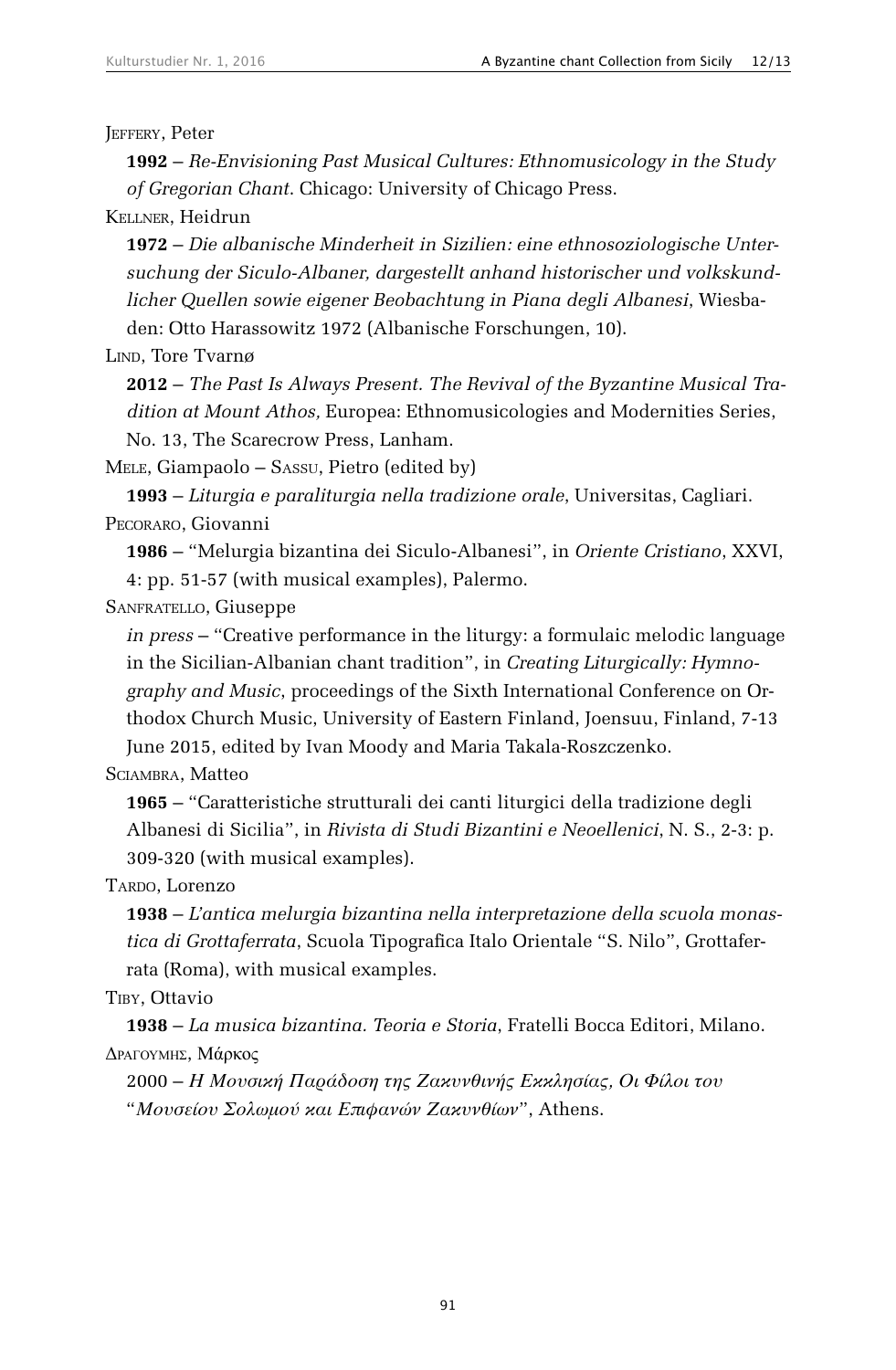Jeffery, Peter

**1992** – *Re-Envisioning Past Musical Cultures: Ethnomusicology in the Study of Gregorian Chant*. Chicago: University of Chicago Press.

Kellner, Heidrun

**1972** – *Die albanische Minderheit in Sizilien: eine ethnosoziologische Untersuchung der Siculo-Albaner, dargestellt anhand historischer und volkskundlicher Quellen sowie eigener Beobachtung in Piana degli Albanesi*, Wiesbaden: Otto Harassowitz 1972 (Albanische Forschungen, 10).

Lind, Tore Tvarnø

**2012** – *The Past Is Always Present. The Revival of the Byzantine Musical Tradition at Mount Athos,* Europea: Ethnomusicologies and Modernities Series, No. 13, The Scarecrow Press, Lanham.

Mele, Giampaolo – Sassu, Pietro (edited by)

**1993** – *Liturgia e paraliturgia nella tradizione orale*, Universitas, Cagliari.

Pecoraro, Giovanni

**1986** – "Melurgia bizantina dei Siculo-Albanesi", in *Oriente Cristiano*, XXVI, 4: pp. 51-57 (with musical examples), Palermo.

Sanfratello, Giuseppe

*in press* – "Creative performance in the liturgy: a formulaic melodic language in the Sicilian-Albanian chant tradition", in *Creating Liturgically: Hymnography and Music*, proceedings of the Sixth International Conference on Orthodox Church Music, University of Eastern Finland, Joensuu, Finland, 7-13 June 2015, edited by Ivan Moody and Maria Takala-Roszczenko.

Sciambra, Matteo

**1965** – "Caratteristiche strutturali dei canti liturgici della tradizione degli Albanesi di Sicilia", in *Rivista di Studi Bizantini e Neoellenici*, N. S., 2-3: p. 309-320 (with musical examples).

Tardo, Lorenzo

**1938** – *L'antica melurgia bizantina nella interpretazione della scuola monastica di Grottaferrata*, Scuola Tipografica Italo Orientale "S. Nilo", Grottaferrata (Roma), with musical examples.

Tiby, Ottavio

**1938** – *La musica bizantina. Teoria e Storia*, Fratelli Bocca Editori, Milano.

Δραγουμης, Μάρκος

2000 – *Η Μουσική Παράδοση της Ζακυνθινής Εκκλησίας, Οι Φίλοι του "Μουσείου Σολωμού και Επιφανών Ζακυνθίων"*, Athens.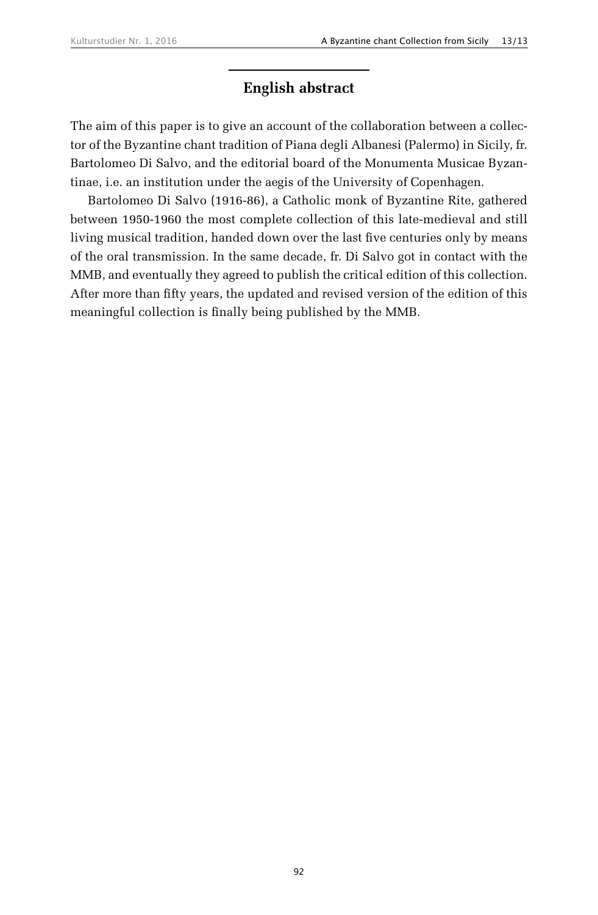## English abstract

The aim of this paper is to give an account of the collaboration between a collector of the Byzantine chant tradition of Piana degli Albanesi (Palermo) in Sicily, fr. Bartolomeo Di Salvo, and the editorial board of the Monumenta Musicae Byzantinae, i.e. an institution under the aegis of the University of Copenhagen.

Bartolomeo Di Salvo (1916-86), a Catholic monk of Byzantine Rite, gathered between 1950-1960 the most complete collection of this late-medieval and still living musical tradition, handed down over the last five centuries only by means of the oral transmission. In the same decade, fr. Di Salvo got in contact with the MMB, and eventually they agreed to publish the critical edition of this collection. After more than fifty years, the updated and revised version of the edition of this meaningful collection is finally being published by the MMB.